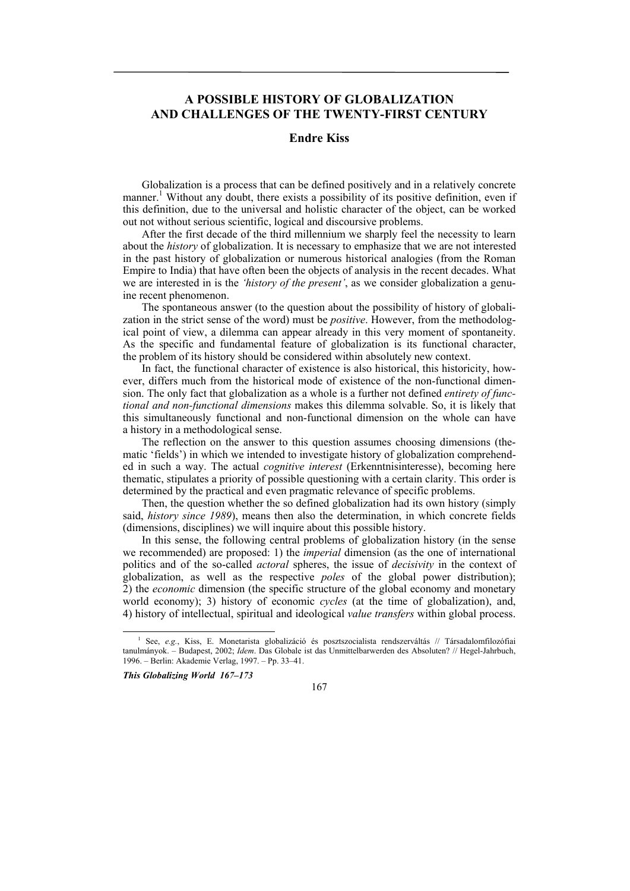# A POSSIBLE HISTORY OF GLOBALIZATION AND CHALLENGES OF THE TWENTY-FIRST CENTURY

## Endre Kiss

Globalization is a process that can be defined positively and in a relatively concrete manner.[1] Without any doubt, there exists a possibility of its positive definition, even if this definition, due to the universal and holistic character of the object, can be worked out not without serious scientific, logical and discoursive problems.

After the first decade of the third millennium we sharply feel the necessity to learn about the *history* of globalization. It is necessary to emphasize that we are not interested in the past history of globalization or numerous historical analogies (from the Roman Empire to India) that have often been the objects of analysis in the recent decades. What we are interested in is the *'history of the present'*, as we consider globalization a genuine recent phenomenon.

The spontaneous answer (to the question about the possibility of history of globalization in the strict sense of the word) must be *positive*. However, from the methodological point of view, a dilemma can appear already in this very moment of spontaneity. As the specific and fundamental feature of globalization is its functional character, the problem of its history should be considered within absolutely new context.

In fact, the functional character of existence is also historical, this historicity, however, differs much from the historical mode of existence of the non-functional dimension. The only fact that globalization as a whole is a further not defined *entirety of functional and non-functional dimensions* makes this dilemma solvable. So, it is likely that this simultaneously functional and non-functional dimension on the whole can have a history in a methodological sense.

The reflection on the answer to this question assumes choosing dimensions (thematic 'fields') in which we intended to investigate history of globalization comprehended in such a way. The actual *cognitive interest* (Erkenntnisinteresse), becoming here thematic, stipulates a priority of possible questioning with a certain clarity. This order is determined by the practical and even pragmatic relevance of specific problems.

Then, the question whether the so defined globalization had its own history (simply said, *history since 1989*), means then also the determination, in which concrete fields (dimensions, disciplines) we will inquire about this possible history.

In this sense, the following central problems of globalization history (in the sense we recommended) are proposed: 1) the *imperial* dimension (as the one of international politics and of the so-called *actoral* spheres, the issue of *decisivity* in the context of globalization, as well as the respective *poles* of the global power distribution); 2) the *economic* dimension (the specific structure of the global economy and monetary world economy); 3) history of economic *cycles* (at the time of globalization), and, 4) history of intellectual, spiritual and ideological *value transfers* within global process.

---

[1] See, *e.g.*, Kiss, E. Monetarista globalizáció és posztszocialista rendszerváltás // Társadalomfilozófiai tanulmányok. – Budapest, 2002; *Idem*. Das Globale ist das Unmittelbarwerden des Absoluten? // Hegel-Jahrbuch, 1996. – Berlin: Akademie Verlag, 1997. – Pp. 33–41.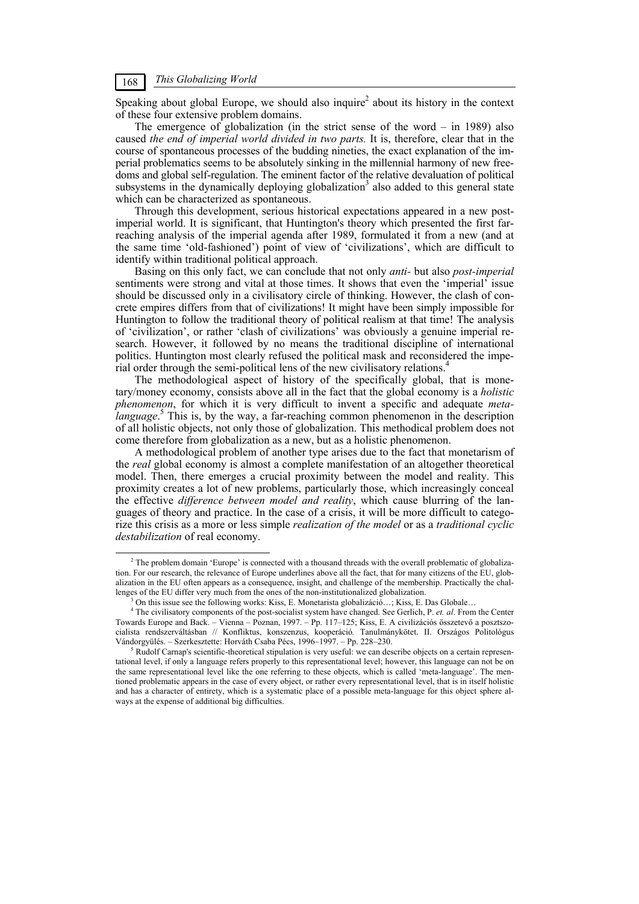Speaking about global Europe, we should also inquire[2] about its history in the context of these four extensive problem domains.

The emergence of globalization (in the strict sense of the word – in 1989) also caused *the end of imperial world divided in two parts.* It is, therefore, clear that in the course of spontaneous processes of the budding nineties, the exact explanation of the imperial problematics seems to be absolutely sinking in the millennial harmony of new freedoms and global self-regulation. The eminent factor of the relative devaluation of political subsystems in the dynamically deploying globalization[3] also added to this general state which can be characterized as spontaneous.

Through this development, serious historical expectations appeared in a new post-imperial world. It is significant, that Huntington's theory which presented the first far-reaching analysis of the imperial agenda after 1989, formulated it from a new (and at the same time 'old-fashioned') point of view of 'civilizations', which are difficult to identify within traditional political approach.

Basing on this only fact, we can conclude that not only *anti-* but also *post-imperial* sentiments were strong and vital at those times. It shows that even the 'imperial' issue should be discussed only in a civilisatory circle of thinking. However, the clash of concrete empires differs from that of civilizations! It might have been simply impossible for Huntington to follow the traditional theory of political realism at that time! The analysis of 'civilization', or rather 'clash of civilizations' was obviously a genuine imperial research. However, it followed by no means the traditional discipline of international politics. Huntington most clearly refused the political mask and reconsidered the imperial order through the semi-political lens of the new civilisatory relations.[4]

The methodological aspect of history of the specifically global, that is monetary/money economy, consists above all in the fact that the global economy is a *holistic phenomenon*, for which it is very difficult to invent a specific and adequate *meta-language*.[5] This is, by the way, a far-reaching common phenomenon in the description of all holistic objects, not only those of globalization. This methodical problem does not come therefore from globalization as a new, but as a holistic phenomenon.

A methodological problem of another type arises due to the fact that monetarism of the *real* global economy is almost a complete manifestation of an altogether theoretical model. Then, there emerges a crucial proximity between the model and reality. This proximity creates a lot of new problems, particularly those, which increasingly conceal the effective *difference between model and reality*, which cause blurring of the languages of theory and practice. In the case of a crisis, it will be more difficult to categorize this crisis as a more or less simple *realization of the model* or as a *traditional cyclic destabilization* of real economy.

---

[2] The problem domain 'Europe' is connected with a thousand threads with the overall problematic of globalization. For our research, the relevance of Europe underlines above all the fact, that for many citizens of the EU, globalization in the EU often appears as a consequence, insight, and challenge of the membership. Practically the challenges of the EU differ very much from the ones of the non-institutionalized globalization.

[3] On this issue see the following works: Kiss, E. Monetarista globalizáció…; Kiss, E. Das Globale…

[4] The civilisatory components of the post-socialist system have changed. See Gerlich, P. *et. al*. From the Center Towards Europe and Back. – Vienna – Poznan, 1997. – Pp. 117–125; Kiss, E. A civilizációs összetevő a posztszocialista rendszerváltásban // Konfliktus, konszenzus, kooperáció. Tanulmánykötet. II. Országos Politológus Vándorgyülés. – Szerkesztette: Horváth Csaba Pécs, 1996–1997. – Pp. 228–230.

[5] Rudolf Carnap's scientific-theoretical stipulation is very useful: we can describe objects on a certain representational level, if only a language refers properly to this representational level; however, this language can not be on the same representational level like the one referring to these objects, which is called 'meta-language'. The mentioned problematic appears in the case of every object, or rather every representational level, that is in itself holistic and has a character of entirety, which is a systematic place of a possible meta-language for this object sphere always at the expense of additional big difficulties.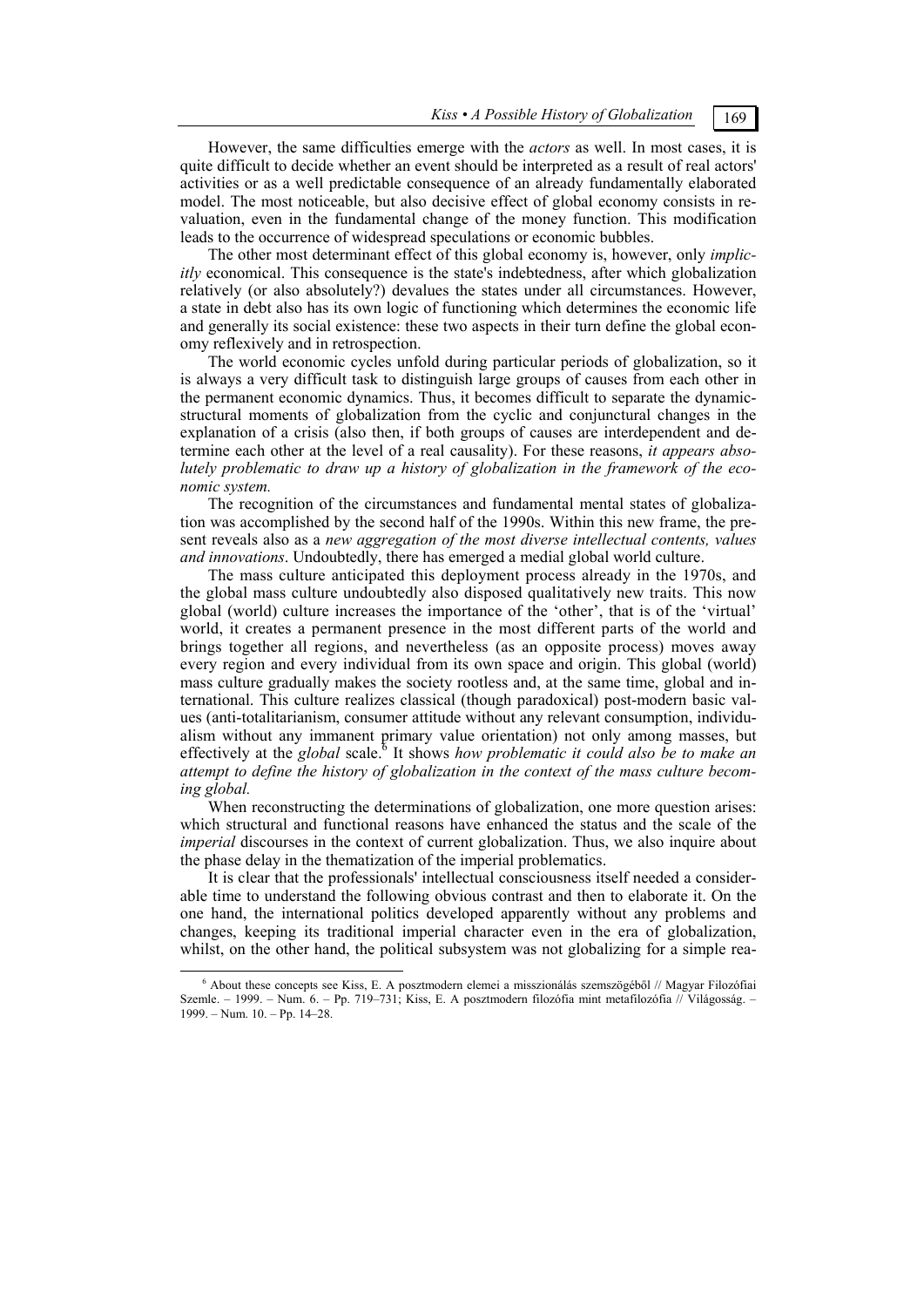However, the same difficulties emerge with the *actors* as well. In most cases, it is quite difficult to decide whether an event should be interpreted as a result of real actors' activities or as a well predictable consequence of an already fundamentally elaborated model. The most noticeable, but also decisive effect of global economy consists in revaluation, even in the fundamental change of the money function. This modification leads to the occurrence of widespread speculations or economic bubbles.

The other most determinant effect of this global economy is, however, only *implicitly* economical. This consequence is the state's indebtedness, after which globalization relatively (or also absolutely?) devalues the states under all circumstances. However, a state in debt also has its own logic of functioning which determines the economic life and generally its social existence: these two aspects in their turn define the global economy reflexively and in retrospection.

The world economic cycles unfold during particular periods of globalization, so it is always a very difficult task to distinguish large groups of causes from each other in the permanent economic dynamics. Thus, it becomes difficult to separate the dynamic-structural moments of globalization from the cyclic and conjunctural changes in the explanation of a crisis (also then, if both groups of causes are interdependent and determine each other at the level of a real causality). For these reasons, *it appears absolutely problematic to draw up a history of globalization in the framework of the economic system.*

The recognition of the circumstances and fundamental mental states of globalization was accomplished by the second half of the 1990s. Within this new frame, the present reveals also as a *new aggregation of the most diverse intellectual contents, values and innovations*. Undoubtedly, there has emerged a medial global world culture.

The mass culture anticipated this deployment process already in the 1970s, and the global mass culture undoubtedly also disposed qualitatively new traits. This now global (world) culture increases the importance of the 'other', that is of the 'virtual' world, it creates a permanent presence in the most different parts of the world and brings together all regions, and nevertheless (as an opposite process) moves away every region and every individual from its own space and origin. This global (world) mass culture gradually makes the society rootless and, at the same time, global and international. This culture realizes classical (though paradoxical) post-modern basic values (anti-totalitarianism, consumer attitude without any relevant consumption, individualism without any immanent primary value orientation) not only among masses, but effectively at the *global* scale.[6] It shows *how problematic it could also be to make an attempt to define the history of globalization in the context of the mass culture becoming global.*

When reconstructing the determinations of globalization, one more question arises: which structural and functional reasons have enhanced the status and the scale of the *imperial* discourses in the context of current globalization. Thus, we also inquire about the phase delay in the thematization of the imperial problematics.

It is clear that the professionals' intellectual consciousness itself needed a considerable time to understand the following obvious contrast and then to elaborate it. On the one hand, the international politics developed apparently without any problems and changes, keeping its traditional imperial character even in the era of globalization, whilst, on the other hand, the political subsystem was not globalizing for a simple rea-

---

[6] About these concepts see Kiss, E. A posztmodern elemei a misszionálás szemszögéből // Magyar Filozófiai Szemle. – 1999. – Num. 6. – Pp. 719–731; Kiss, E. A posztmodern filozófia mint metafilozófia // Világosság. – 1999. – Num. 10. – Pp. 14–28.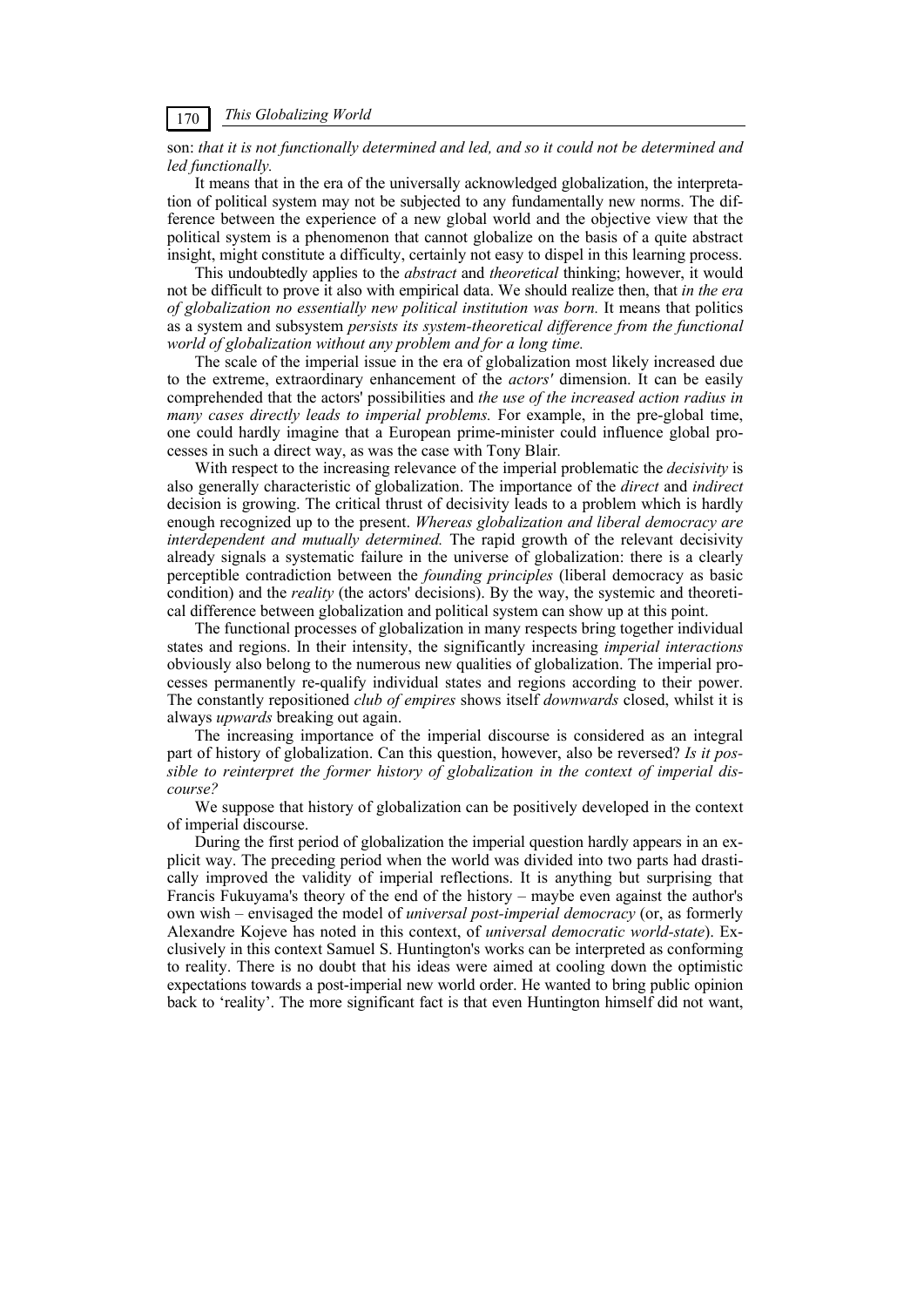son: *that it is not functionally determined and led, and so it could not be determined and led functionally.*

It means that in the era of the universally acknowledged globalization, the interpretation of political system may not be subjected to any fundamentally new norms. The difference between the experience of a new global world and the objective view that the political system is a phenomenon that cannot globalize on the basis of a quite abstract insight, might constitute a difficulty, certainly not easy to dispel in this learning process.

This undoubtedly applies to the *abstract* and *theoretical* thinking; however, it would not be difficult to prove it also with empirical data. We should realize then, that *in the era of globalization no essentially new political institution was born.* It means that politics as a system and subsystem *persists its system-theoretical difference from the functional world of globalization without any problem and for a long time.*

The scale of the imperial issue in the era of globalization most likely increased due to the extreme, extraordinary enhancement of the *actors'* dimension. It can be easily comprehended that the actors' possibilities and *the use of the increased action radius in many cases directly leads to imperial problems.* For example, in the pre-global time, one could hardly imagine that a European prime-minister could influence global processes in such a direct way, as was the case with Tony Blair.

With respect to the increasing relevance of the imperial problematic the *decisivity* is also generally characteristic of globalization. The importance of the *direct* and *indirect* decision is growing. The critical thrust of decisivity leads to a problem which is hardly enough recognized up to the present. *Whereas globalization and liberal democracy are interdependent and mutually determined.* The rapid growth of the relevant decisivity already signals a systematic failure in the universe of globalization: there is a clearly perceptible contradiction between the *founding principles* (liberal democracy as basic condition) and the *reality* (the actors' decisions). By the way, the systemic and theoretical difference between globalization and political system can show up at this point.

The functional processes of globalization in many respects bring together individual states and regions. In their intensity, the significantly increasing *imperial interactions* obviously also belong to the numerous new qualities of globalization. The imperial processes permanently re-qualify individual states and regions according to their power. The constantly repositioned *club of empires* shows itself *downwards* closed, whilst it is always *upwards* breaking out again.

The increasing importance of the imperial discourse is considered as an integral part of history of globalization. Can this question, however, also be reversed? *Is it possible to reinterpret the former history of globalization in the context of imperial discourse?*

We suppose that history of globalization can be positively developed in the context of imperial discourse.

During the first period of globalization the imperial question hardly appears in an explicit way. The preceding period when the world was divided into two parts had drastically improved the validity of imperial reflections. It is anything but surprising that Francis Fukuyama's theory of the end of the history – maybe even against the author's own wish – envisaged the model of *universal post-imperial democracy* (or, as formerly Alexandre Kojeve has noted in this context, of *universal democratic world-state*). Exclusively in this context Samuel S. Huntington's works can be interpreted as conforming to reality. There is no doubt that his ideas were aimed at cooling down the optimistic expectations towards a post-imperial new world order. He wanted to bring public opinion back to 'reality'. The more significant fact is that even Huntington himself did not want,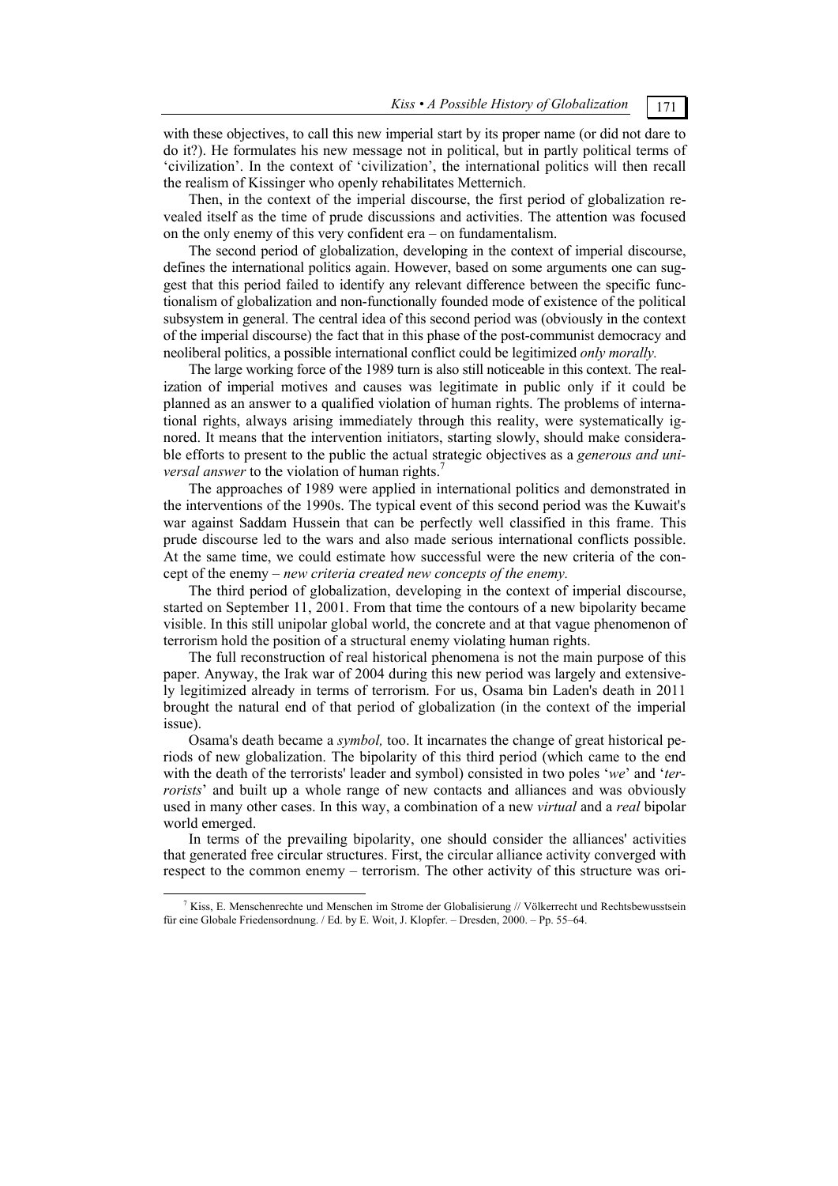with these objectives, to call this new imperial start by its proper name (or did not dare to do it?). He formulates his new message not in political, but in partly political terms of 'civilization'. In the context of 'civilization', the international politics will then recall the realism of Kissinger who openly rehabilitates Metternich.

Then, in the context of the imperial discourse, the first period of globalization revealed itself as the time of prude discussions and activities. The attention was focused on the only enemy of this very confident era – on fundamentalism.

The second period of globalization, developing in the context of imperial discourse, defines the international politics again. However, based on some arguments one can suggest that this period failed to identify any relevant difference between the specific functionalism of globalization and non-functionally founded mode of existence of the political subsystem in general. The central idea of this second period was (obviously in the context of the imperial discourse) the fact that in this phase of the post-communist democracy and neoliberal politics, a possible international conflict could be legitimized *only morally.*

The large working force of the 1989 turn is also still noticeable in this context. The realization of imperial motives and causes was legitimate in public only if it could be planned as an answer to a qualified violation of human rights. The problems of international rights, always arising immediately through this reality, were systematically ignored. It means that the intervention initiators, starting slowly, should make considerable efforts to present to the public the actual strategic objectives as a *generous and universal answer* to the violation of human rights.[7]

The approaches of 1989 were applied in international politics and demonstrated in the interventions of the 1990s. The typical event of this second period was the Kuwait's war against Saddam Hussein that can be perfectly well classified in this frame. This prude discourse led to the wars and also made serious international conflicts possible. At the same time, we could estimate how successful were the new criteria of the concept of the enemy – *new criteria created new concepts of the enemy.*

The third period of globalization, developing in the context of imperial discourse, started on September 11, 2001. From that time the contours of a new bipolarity became visible. In this still unipolar global world, the concrete and at that vague phenomenon of terrorism hold the position of a structural enemy violating human rights.

The full reconstruction of real historical phenomena is not the main purpose of this paper. Anyway, the Irak war of 2004 during this new period was largely and extensively legitimized already in terms of terrorism. For us, Osama bin Laden's death in 2011 brought the natural end of that period of globalization (in the context of the imperial issue).

Osama's death became a *symbol,* too. It incarnates the change of great historical periods of new globalization. The bipolarity of this third period (which came to the end with the death of the terrorists' leader and symbol) consisted in two poles '*we*' and '*terrorists*' and built up a whole range of new contacts and alliances and was obviously used in many other cases. In this way, a combination of a new *virtual* and a *real* bipolar world emerged.

In terms of the prevailing bipolarity, one should consider the alliances' activities that generated free circular structures. First, the circular alliance activity converged with respect to the common enemy – terrorism. The other activity of this structure was ori-

[7] Kiss, E. Menschenrechte und Menschen im Strome der Globalisierung // Völkerrecht und Rechtsbewusstsein für eine Globale Friedensordnung. / Ed. by E. Woit, J. Klopfer. – Dresden, 2000. – Pp. 55–64.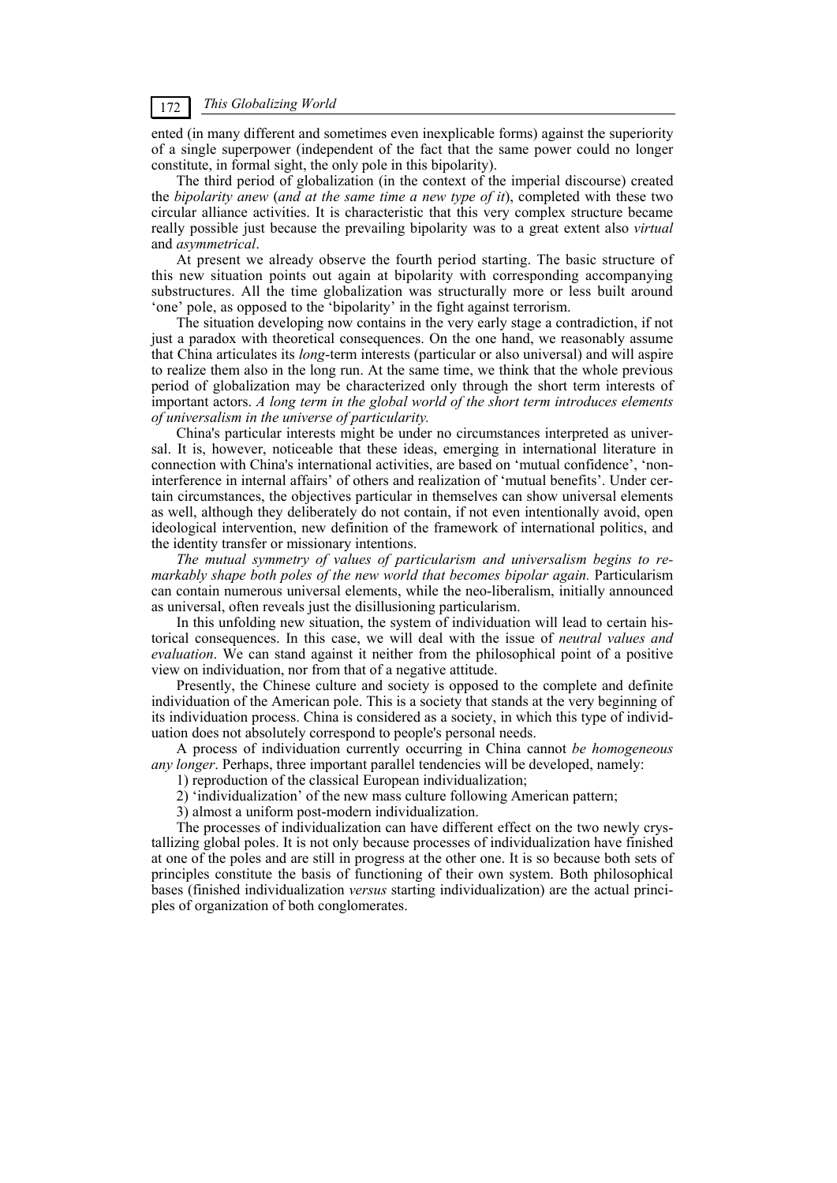ented (in many different and sometimes even inexplicable forms) against the superiority of a single superpower (independent of the fact that the same power could no longer constitute, in formal sight, the only pole in this bipolarity).

The third period of globalization (in the context of the imperial discourse) created the *bipolarity anew* (*and at the same time a new type of it*), completed with these two circular alliance activities. It is characteristic that this very complex structure became really possible just because the prevailing bipolarity was to a great extent also *virtual* and *asymmetrical*.

At present we already observe the fourth period starting. The basic structure of this new situation points out again at bipolarity with corresponding accompanying substructures. All the time globalization was structurally more or less built around 'one' pole, as opposed to the 'bipolarity' in the fight against terrorism.

The situation developing now contains in the very early stage a contradiction, if not just a paradox with theoretical consequences. On the one hand, we reasonably assume that China articulates its *long*-term interests (particular or also universal) and will aspire to realize them also in the long run. At the same time, we think that the whole previous period of globalization may be characterized only through the short term interests of important actors. *A long term in the global world of the short term introduces elements of universalism in the universe of particularity.*

China's particular interests might be under no circumstances interpreted as universal. It is, however, noticeable that these ideas, emerging in international literature in connection with China's international activities, are based on 'mutual confidence', 'non-interference in internal affairs' of others and realization of 'mutual benefits'. Under certain circumstances, the objectives particular in themselves can show universal elements as well, although they deliberately do not contain, if not even intentionally avoid, open ideological intervention, new definition of the framework of international politics, and the identity transfer or missionary intentions.

*The mutual symmetry of values of particularism and universalism begins to remarkably shape both poles of the new world that becomes bipolar again.* Particularism can contain numerous universal elements, while the neo-liberalism, initially announced as universal, often reveals just the disillusioning particularism.

In this unfolding new situation, the system of individuation will lead to certain historical consequences. In this case, we will deal with the issue of *neutral values and evaluation*. We can stand against it neither from the philosophical point of a positive view on individuation, nor from that of a negative attitude.

Presently, the Chinese culture and society is opposed to the complete and definite individuation of the American pole. This is a society that stands at the very beginning of its individuation process. China is considered as a society, in which this type of individuation does not absolutely correspond to people's personal needs.

A process of individuation currently occurring in China cannot *be homogeneous any longer*. Perhaps, three important parallel tendencies will be developed, namely:

1) reproduction of the classical European individualization;

2) 'individualization' of the new mass culture following American pattern;

3) almost a uniform post-modern individualization.

The processes of individualization can have different effect on the two newly crystallizing global poles. It is not only because processes of individualization have finished at one of the poles and are still in progress at the other one. It is so because both sets of principles constitute the basis of functioning of their own system. Both philosophical bases (finished individualization *versus* starting individualization) are the actual principles of organization of both conglomerates.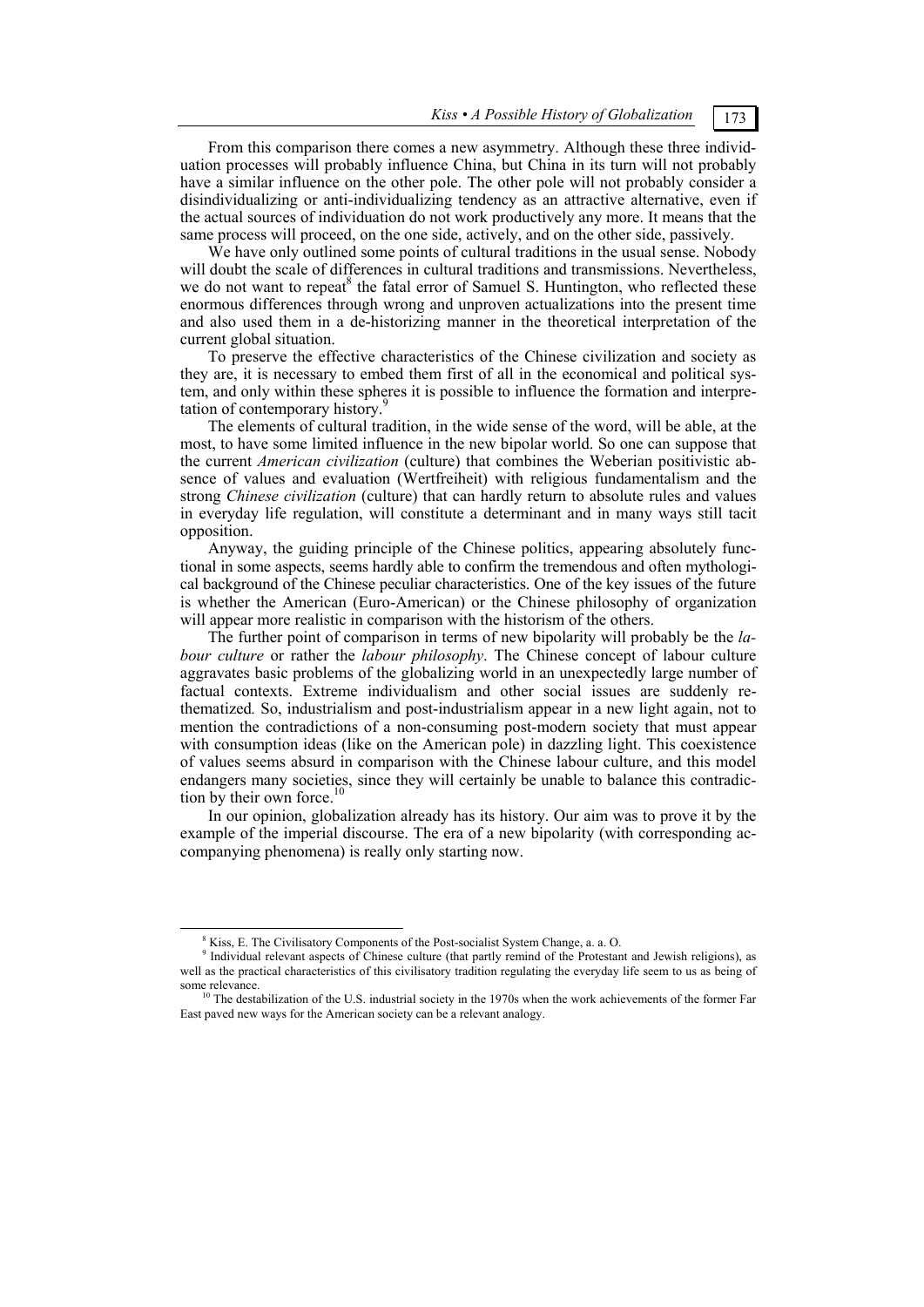From this comparison there comes a new asymmetry. Although these three individuation processes will probably influence China, but China in its turn will not probably have a similar influence on the other pole. The other pole will not probably consider a disindividualizing or anti-individualizing tendency as an attractive alternative, even if the actual sources of individuation do not work productively any more. It means that the same process will proceed, on the one side, actively, and on the other side, passively.

We have only outlined some points of cultural traditions in the usual sense. Nobody will doubt the scale of differences in cultural traditions and transmissions. Nevertheless, we do not want to repeat[8] the fatal error of Samuel S. Huntington, who reflected these enormous differences through wrong and unproven actualizations into the present time and also used them in a de-historizing manner in the theoretical interpretation of the current global situation.

To preserve the effective characteristics of the Chinese civilization and society as they are, it is necessary to embed them first of all in the economical and political system, and only within these spheres it is possible to influence the formation and interpretation of contemporary history.[9]

The elements of cultural tradition, in the wide sense of the word, will be able, at the most, to have some limited influence in the new bipolar world. So one can suppose that the current *American civilization* (culture) that combines the Weberian positivistic absence of values and evaluation (Wertfreiheit) with religious fundamentalism and the strong *Chinese civilization* (culture) that can hardly return to absolute rules and values in everyday life regulation, will constitute a determinant and in many ways still tacit opposition.

Anyway, the guiding principle of the Chinese politics, appearing absolutely functional in some aspects, seems hardly able to confirm the tremendous and often mythological background of the Chinese peculiar characteristics. One of the key issues of the future is whether the American (Euro-American) or the Chinese philosophy of organization will appear more realistic in comparison with the historism of the others.

The further point of comparison in terms of new bipolarity will probably be the *labour culture* or rather the *labour philosophy*. The Chinese concept of labour culture aggravates basic problems of the globalizing world in an unexpectedly large number of factual contexts. Extreme individualism and other social issues are suddenly re-thematized. So, industrialism and post-industrialism appear in a new light again, not to mention the contradictions of a non-consuming post-modern society that must appear with consumption ideas (like on the American pole) in dazzling light. This coexistence of values seems absurd in comparison with the Chinese labour culture, and this model endangers many societies, since they will certainly be unable to balance this contradiction by their own force.[10]

In our opinion, globalization already has its history. Our aim was to prove it by the example of the imperial discourse. The era of a new bipolarity (with corresponding accompanying phenomena) is really only starting now.

---

[8] Kiss, E. The Civilisatory Components of the Post-socialist System Change, a. a. O.

[9] Individual relevant aspects of Chinese culture (that partly remind of the Protestant and Jewish religions), as well as the practical characteristics of this civilisatory tradition regulating the everyday life seem to us as being of some relevance.

[10] The destabilization of the U.S. industrial society in the 1970s when the work achievements of the former Far East paved new ways for the American society can be a relevant analogy.